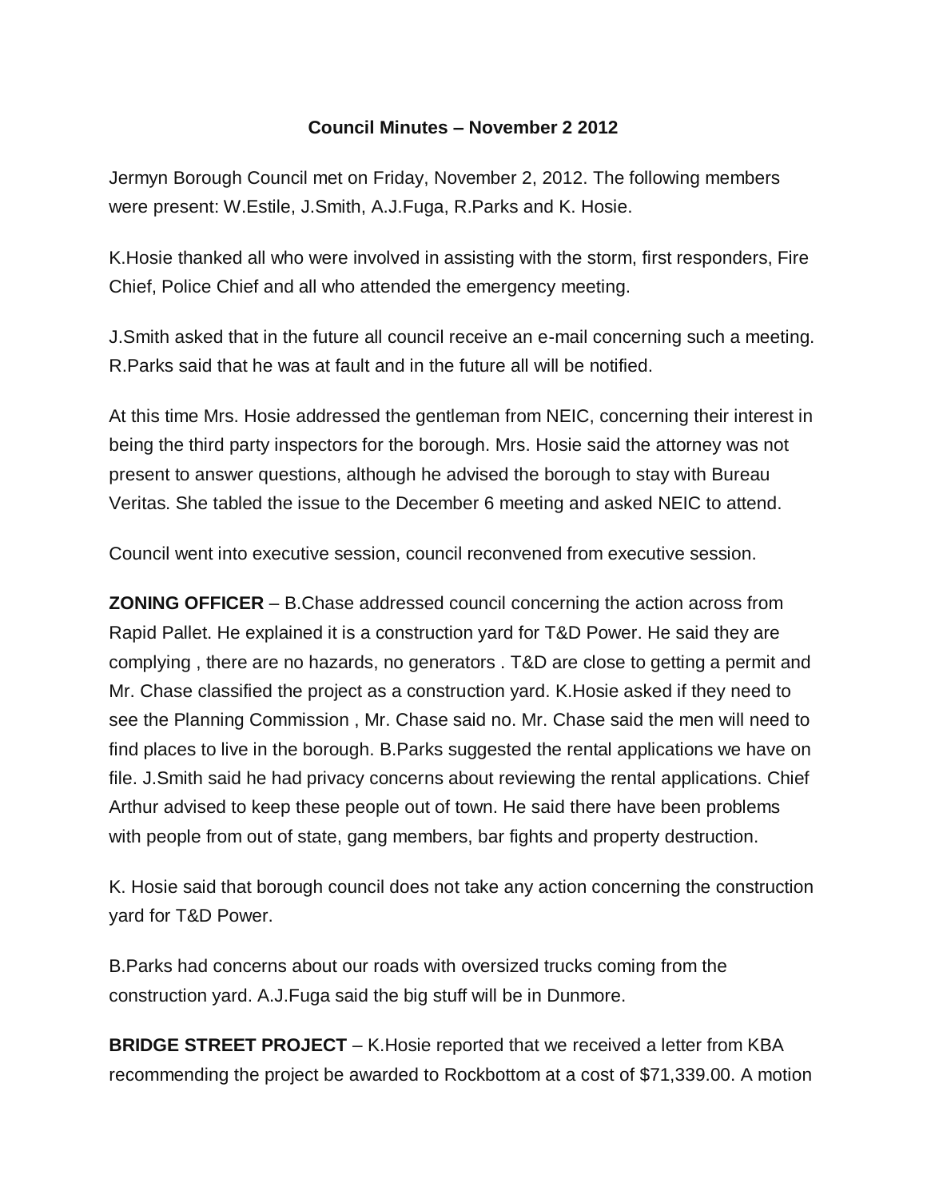# Council Minutes – November 2 2012

Jermyn Borough Council met on Friday, November 2, 2012. The following members were present: W.Estile, J.Smith, A.J.Fuga, R.Parks and K. Hosie.

K.Hosie thanked all who were involved in assisting with the storm, first responders, Fire Chief, Police Chief and all who attended the emergency meeting.

J.Smith asked that in the future all council receive an e-mail concerning such a meeting. R.Parks said that he was at fault and in the future all will be notified.

At this time Mrs. Hosie addressed the gentleman from NEIC, concerning their interest in being the third party inspectors for the borough. Mrs. Hosie said the attorney was not present to answer questions, although he advised the borough to stay with Bureau Veritas. She tabled the issue to the December 6 meeting and asked NEIC to attend.

Council went into executive session, council reconvened from executive session.

**ZONING OFFICER** – B.Chase addressed council concerning the action across from Rapid Pallet. He explained it is a construction yard for T&D Power. He said they are complying , there are no hazards, no generators . T&D are close to getting a permit and Mr. Chase classified the project as a construction yard. K.Hosie asked if they need to see the Planning Commission , Mr. Chase said no. Mr. Chase said the men will need to find places to live in the borough. B.Parks suggested the rental applications we have on file. J.Smith said he had privacy concerns about reviewing the rental applications. Chief Arthur advised to keep these people out of town. He said there have been problems with people from out of state, gang members, bar fights and property destruction.

K. Hosie said that borough council does not take any action concerning the construction yard for T&D Power.

B.Parks had concerns about our roads with oversized trucks coming from the construction yard. A.J.Fuga said the big stuff will be in Dunmore.

**BRIDGE STREET PROJECT** – K.Hosie reported that we received a letter from KBA recommending the project be awarded to Rockbottom at a cost of $71,339.00. A motion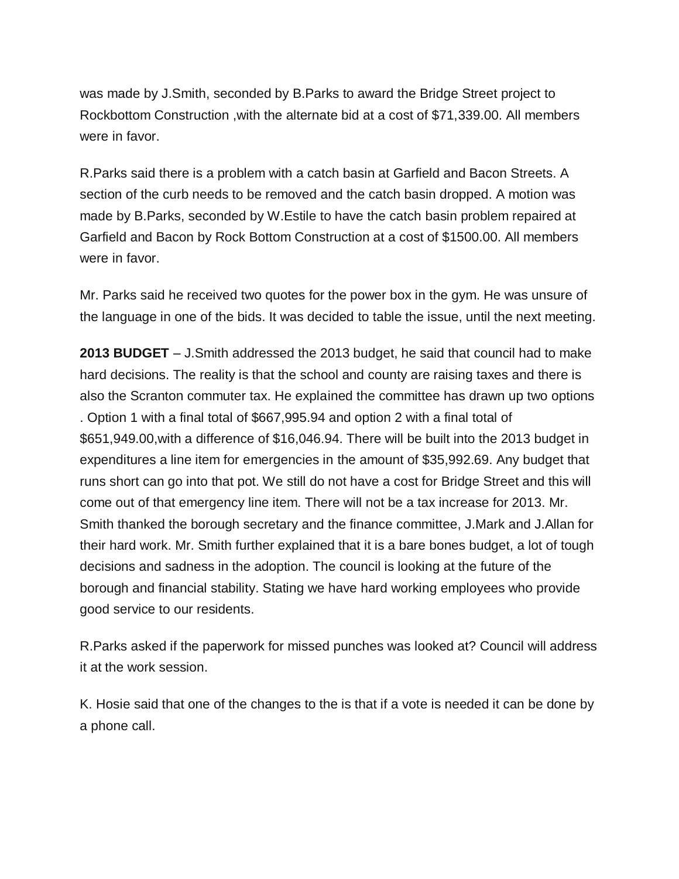was made by J.Smith, seconded by B.Parks to award the Bridge Street project to Rockbottom Construction ,with the alternate bid at a cost of $71,339.00. All members were in favor.

R.Parks said there is a problem with a catch basin at Garfield and Bacon Streets. A section of the curb needs to be removed and the catch basin dropped. A motion was made by B.Parks, seconded by W.Estile to have the catch basin problem repaired at Garfield and Bacon by Rock Bottom Construction at a cost of $1500.00. All members were in favor.

Mr. Parks said he received two quotes for the power box in the gym. He was unsure of the language in one of the bids. It was decided to table the issue, until the next meeting.

**2013 BUDGET** – J.Smith addressed the 2013 budget, he said that council had to make hard decisions. The reality is that the school and county are raising taxes and there is also the Scranton commuter tax. He explained the committee has drawn up two options . Option 1 with a final total of $667,995.94 and option 2 with a final total of $651,949.00,with a difference of $16,046.94. There will be built into the 2013 budget in expenditures a line item for emergencies in the amount of $35,992.69. Any budget that runs short can go into that pot. We still do not have a cost for Bridge Street and this will come out of that emergency line item. There will not be a tax increase for 2013. Mr. Smith thanked the borough secretary and the finance committee, J.Mark and J.Allan for their hard work. Mr. Smith further explained that it is a bare bones budget, a lot of tough decisions and sadness in the adoption. The council is looking at the future of the borough and financial stability. Stating we have hard working employees who provide good service to our residents.

R.Parks asked if the paperwork for missed punches was looked at? Council will address it at the work session.

K. Hosie said that one of the changes to the is that if a vote is needed it can be done by a phone call.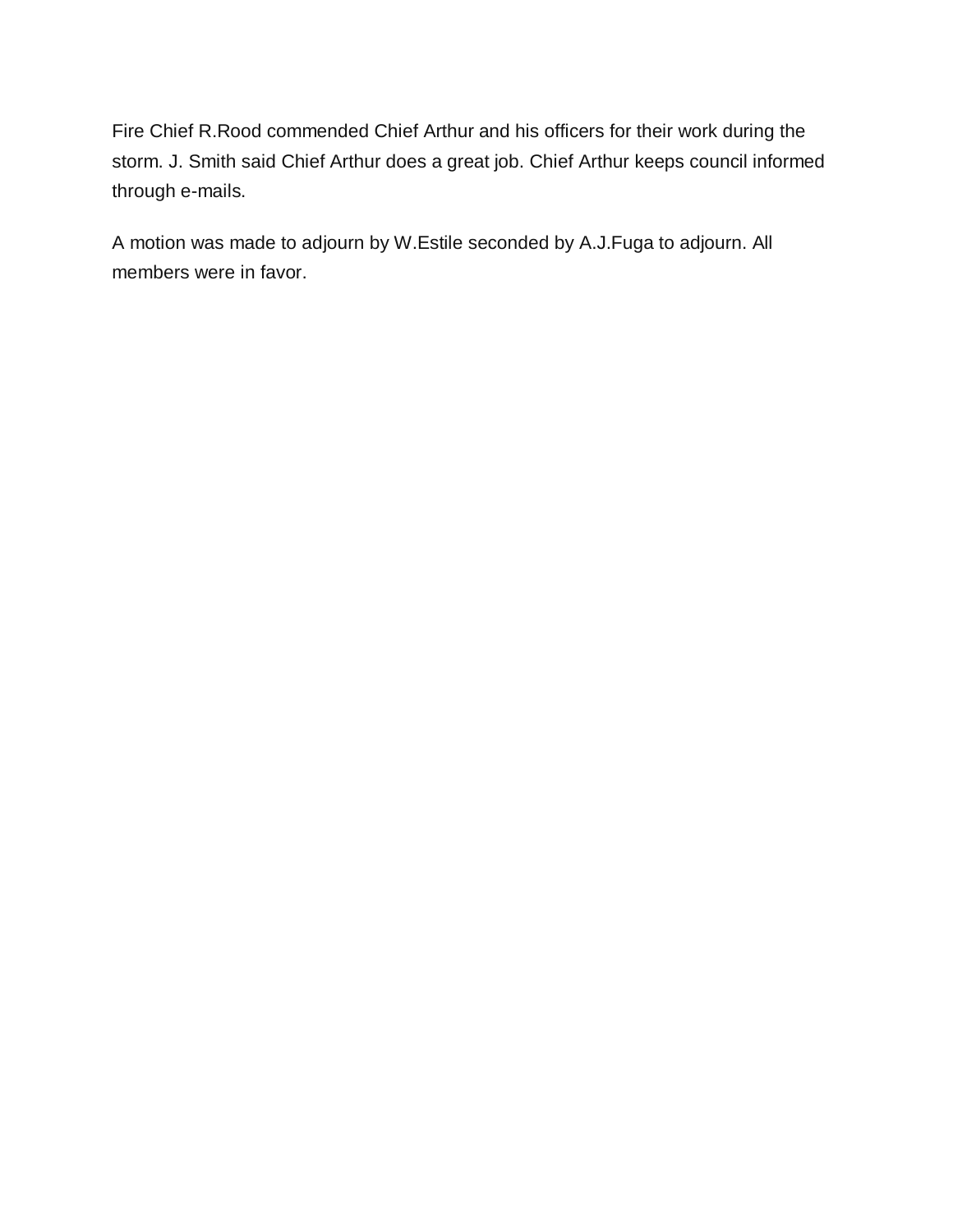Fire Chief R.Rood commended Chief Arthur and his officers for their work during the storm. J. Smith said Chief Arthur does a great job. Chief Arthur keeps council informed through e-mails.

A motion was made to adjourn by W.Estile seconded by A.J.Fuga to adjourn. All members were in favor.